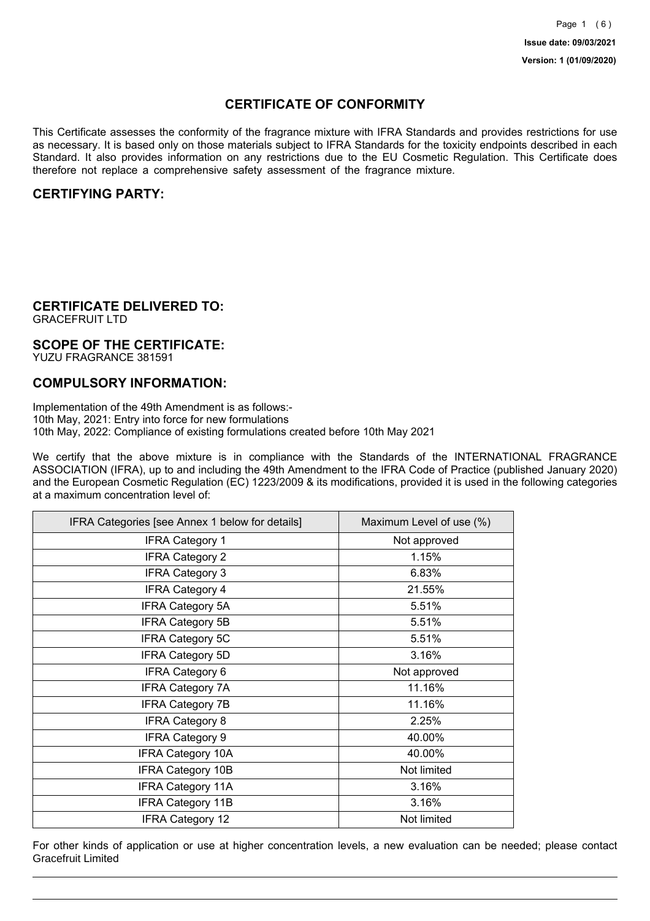Issue date: 09/03/2021

Version: 1 (01/09/2020)

# CERTIFICATE OF CONFORMITY

This Certificate assesses the conformity of the fragrance mixture with IFRA Standards and provides restrictions for use as necessary. It is based only on those materials subject to IFRA Standards for the toxicity endpoints described in each Standard. It also provides information on any restrictions due to the EU Cosmetic Regulation. This Certificate does therefore not replace a comprehensive safety assessment of the fragrance mixture.

## CERTIFYING PARTY:

## CERTIFICATE DELIVERED TO:

GRACEFRUIT LTD

## SCOPE OF THE CERTIFICATE:

YUZU FRAGRANCE 381591

## COMPULSORY INFORMATION:

Implementation of the 49th Amendment is as follows:-
10th May, 2021: Entry into force for new formulations
10th May, 2022: Compliance of existing formulations created before 10th May 2021

We certify that the above mixture is in compliance with the Standards of the INTERNATIONAL FRAGRANCE ASSOCIATION (IFRA), up to and including the 49th Amendment to the IFRA Code of Practice (published January 2020) and the European Cosmetic Regulation (EC) 1223/2009 & its modifications, provided it is used in the following categories at a maximum concentration level of:

| IFRA Categories [see Annex 1 below for details] | Maximum Level of use (%) |
|---|---|
| IFRA Category 1 | Not approved |
| IFRA Category 2 | 1.15% |
| IFRA Category 3 | 6.83% |
| IFRA Category 4 | 21.55% |
| IFRA Category 5A | 5.51% |
| IFRA Category 5B | 5.51% |
| IFRA Category 5C | 5.51% |
| IFRA Category 5D | 3.16% |
| IFRA Category 6 | Not approved |
| IFRA Category 7A | 11.16% |
| IFRA Category 7B | 11.16% |
| IFRA Category 8 | 2.25% |
| IFRA Category 9 | 40.00% |
| IFRA Category 10A | 40.00% |
| IFRA Category 10B | Not limited |
| IFRA Category 11A | 3.16% |
| IFRA Category 11B | 3.16% |
| IFRA Category 12 | Not limited |

For other kinds of application or use at higher concentration levels, a new evaluation can be needed; please contact Gracefruit Limited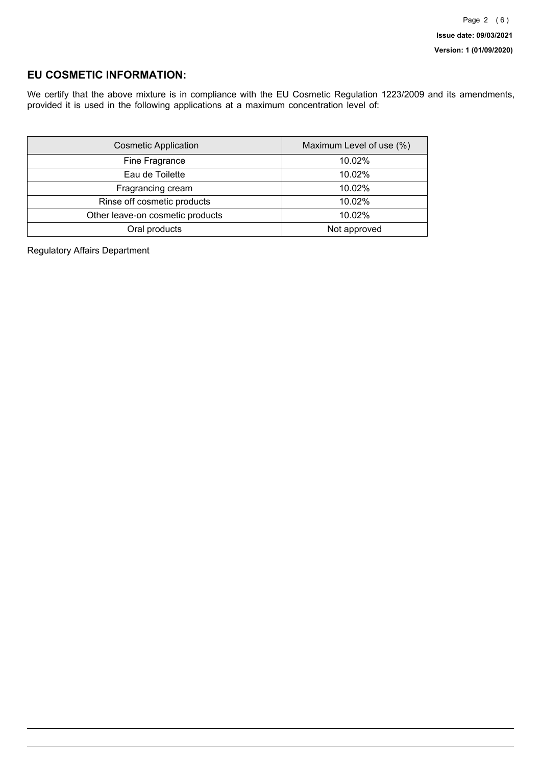## EU COSMETIC INFORMATION:

We certify that the above mixture is in compliance with the EU Cosmetic Regulation 1223/2009 and its amendments, provided it is used in the following applications at a maximum concentration level of:

| Cosmetic Application | Maximum Level of use (%) |
| --- | --- |
| Fine Fragrance | 10.02% |
| Eau de Toilette | 10.02% |
| Fragrancing cream | 10.02% |
| Rinse off cosmetic products | 10.02% |
| Other leave-on cosmetic products | 10.02% |
| Oral products | Not approved |

Regulatory Affairs Department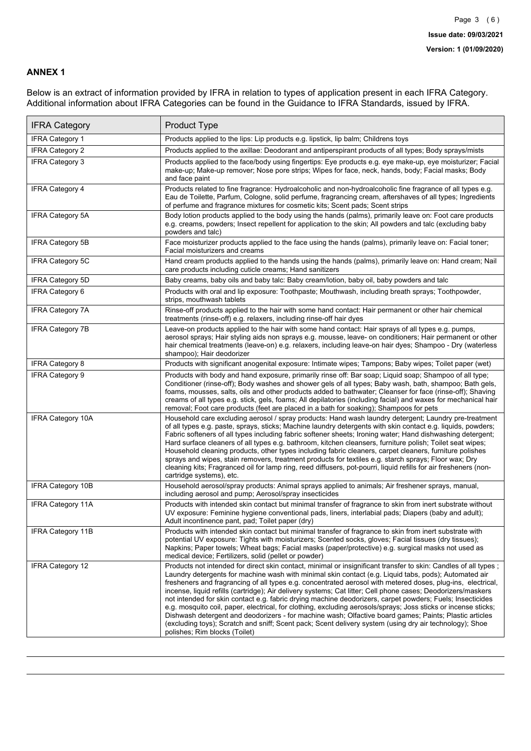## ANNEX 1

Below is an extract of information provided by IFRA in relation to types of application present in each IFRA Category. Additional information about IFRA Categories can be found in the Guidance to IFRA Standards, issued by IFRA.

| IFRA Category | Product Type |
|---|---|
| IFRA Category 1 | Products applied to the lips: Lip products e.g. lipstick, lip balm; Childrens toys |
| IFRA Category 2 | Products applied to the axillae: Deodorant and antiperspirant products of all types; Body sprays/mists |
| IFRA Category 3 | Products applied to the face/body using fingertips: Eye products e.g. eye make-up, eye moisturizer; Facial make-up; Make-up remover; Nose pore strips; Wipes for face, neck, hands, body; Facial masks; Body and face paint |
| IFRA Category 4 | Products related to fine fragrance: Hydroalcoholic and non-hydroalcoholic fine fragrance of all types e.g. Eau de Toilette, Parfum, Cologne, solid perfume, fragrancing cream, aftershaves of all types; Ingredients of perfume and fragrance mixtures for cosmetic kits; Scent pads; Scent strips |
| IFRA Category 5A | Body lotion products applied to the body using the hands (palms), primarily leave on: Foot care products e.g. creams, powders; Insect repellent for application to the skin; All powders and talc (excluding baby powders and talc) |
| IFRA Category 5B | Face moisturizer products applied to the face using the hands (palms), primarily leave on: Facial toner; Facial moisturizers and creams |
| IFRA Category 5C | Hand cream products applied to the hands using the hands (palms), primarily leave on: Hand cream; Nail care products including cuticle creams; Hand sanitizers |
| IFRA Category 5D | Baby creams, baby oils and baby talc: Baby cream/lotion, baby oil, baby powders and talc |
| IFRA Category 6 | Products with oral and lip exposure: Toothpaste; Mouthwash, including breath sprays; Toothpowder, strips, mouthwash tablets |
| IFRA Category 7A | Rinse-off products applied to the hair with some hand contact: Hair permanent or other hair chemical treatments (rinse-off) e.g. relaxers, including rinse-off hair dyes |
| IFRA Category 7B | Leave-on products applied to the hair with some hand contact: Hair sprays of all types e.g. pumps, aerosol sprays; Hair styling aids non sprays e.g. mousse, leave- on conditioners; Hair permanent or other hair chemical treatments (leave-on) e.g. relaxers, including leave-on hair dyes; Shampoo - Dry (waterless shampoo); Hair deodorizer |
| IFRA Category 8 | Products with significant anogenital exposure: Intimate wipes; Tampons; Baby wipes; Toilet paper (wet) |
| IFRA Category 9 | Products with body and hand exposure, primarily rinse off: Bar soap; Liquid soap; Shampoo of all type; Conditioner (rinse-off); Body washes and shower gels of all types; Baby wash, bath, shampoo; Bath gels, foams, mousses, salts, oils and other products added to bathwater; Cleanser for face (rinse-off); Shaving creams of all types e.g. stick, gels, foams; All depilatories (including facial) and waxes for mechanical hair removal; Foot care products (feet are placed in a bath for soaking); Shampoos for pets |
| IFRA Category 10A | Household care excluding aerosol / spray products: Hand wash laundry detergent; Laundry pre-treatment of all types e.g. paste, sprays, sticks; Machine laundry detergents with skin contact e.g. liquids, powders; Fabric softeners of all types including fabric softener sheets; Ironing water; Hand dishwashing detergent; Hard surface cleaners of all types e.g. bathroom, kitchen cleansers, furniture polish; Toilet seat wipes; Household cleaning products, other types including fabric cleaners, carpet cleaners, furniture polishes sprays and wipes, stain removers, treatment products for textiles e.g. starch sprays; Floor wax; Dry cleaning kits; Fragranced oil for lamp ring, reed diffusers, pot-pourri, liquid refills for air fresheners (non-cartridge systems), etc. |
| IFRA Category 10B | Household aerosol/spray products: Animal sprays applied to animals; Air freshener sprays, manual, including aerosol and pump; Aerosol/spray insecticides |
| IFRA Category 11A | Products with intended skin contact but minimal transfer of fragrance to skin from inert substrate without UV exposure: Feminine hygiene conventional pads, liners, interlabial pads; Diapers (baby and adult); Adult incontinence pant, pad; Toilet paper (dry) |
| IFRA Category 11B | Products with intended skin contact but minimal transfer of fragrance to skin from inert substrate with potential UV exposure: Tights with moisturizers; Scented socks, gloves; Facial tissues (dry tissues); Napkins; Paper towels; Wheat bags; Facial masks (paper/protective) e.g. surgical masks not used as medical device; Fertilizers, solid (pellet or powder) |
| IFRA Category 12 | Products not intended for direct skin contact, minimal or insignificant transfer to skin: Candles of all types ; Laundry detergents for machine wash with minimal skin contact (e.g. Liquid tabs, pods); Automated air fresheners and fragrancing of all types e.g. concentrated aerosol with metered doses, plug-ins, electrical, incense, liquid refills (cartridge); Air delivery systems; Cat litter; Cell phone cases; Deodorizers/maskers not intended for skin contact e.g. fabric drying machine deodorizers, carpet powders; Fuels; Insecticides e.g. mosquito coil, paper, electrical, for clothing, excluding aerosols/sprays; Joss sticks or incense sticks; Dishwash detergent and deodorizers - for machine wash; Olfactive board games; Paints; Plastic articles (excluding toys); Scratch and sniff; Scent pack; Scent delivery system (using dry air technology); Shoe polishes; Rim blocks (Toilet) |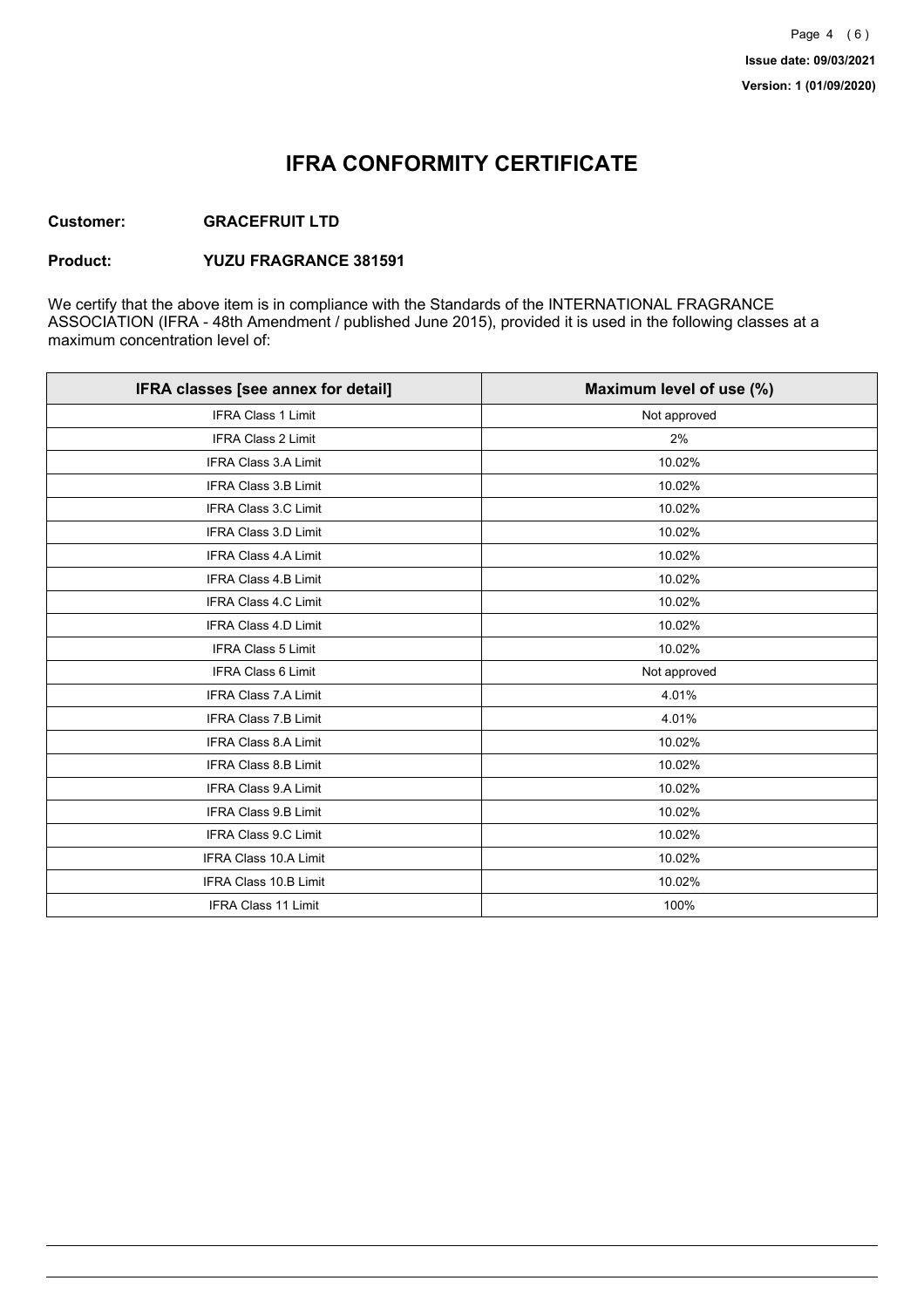Issue date: 09/03/2021

Version: 1 (01/09/2020)

# IFRA CONFORMITY CERTIFICATE

**Customer:** **GRACEFRUIT LTD**

**Product:** **YUZU FRAGRANCE 381591**

We certify that the above item is in compliance with the Standards of the INTERNATIONAL FRAGRANCE ASSOCIATION (IFRA - 48th Amendment / published June 2015), provided it is used in the following classes at a maximum concentration level of:

| IFRA classes [see annex for detail] | Maximum level of use (%) |
|---|---|
| IFRA Class 1 Limit | Not approved |
| IFRA Class 2 Limit | 2% |
| IFRA Class 3.A Limit | 10.02% |
| IFRA Class 3.B Limit | 10.02% |
| IFRA Class 3.C Limit | 10.02% |
| IFRA Class 3.D Limit | 10.02% |
| IFRA Class 4.A Limit | 10.02% |
| IFRA Class 4.B Limit | 10.02% |
| IFRA Class 4.C Limit | 10.02% |
| IFRA Class 4.D Limit | 10.02% |
| IFRA Class 5 Limit | 10.02% |
| IFRA Class 6 Limit | Not approved |
| IFRA Class 7.A Limit | 4.01% |
| IFRA Class 7.B Limit | 4.01% |
| IFRA Class 8.A Limit | 10.02% |
| IFRA Class 8.B Limit | 10.02% |
| IFRA Class 9.A Limit | 10.02% |
| IFRA Class 9.B Limit | 10.02% |
| IFRA Class 9.C Limit | 10.02% |
| IFRA Class 10.A Limit | 10.02% |
| IFRA Class 10.B Limit | 10.02% |
| IFRA Class 11 Limit | 100% |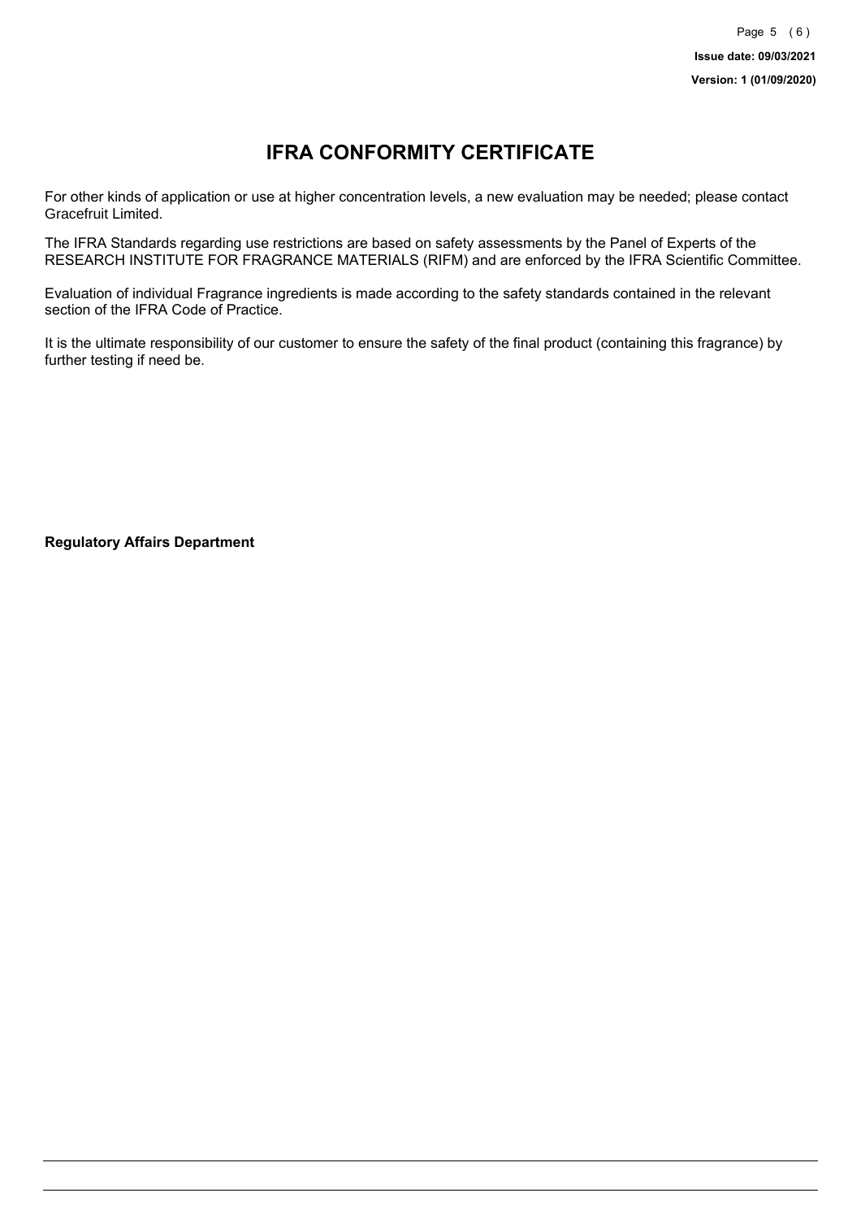# IFRA CONFORMITY CERTIFICATE

For other kinds of application or use at higher concentration levels, a new evaluation may be needed; please contact Gracefruit Limited.

The IFRA Standards regarding use restrictions are based on safety assessments by the Panel of Experts of the RESEARCH INSTITUTE FOR FRAGRANCE MATERIALS (RIFM) and are enforced by the IFRA Scientific Committee.

Evaluation of individual Fragrance ingredients is made according to the safety standards contained in the relevant section of the IFRA Code of Practice.

It is the ultimate responsibility of our customer to ensure the safety of the final product (containing this fragrance) by further testing if need be.

**Regulatory Affairs Department**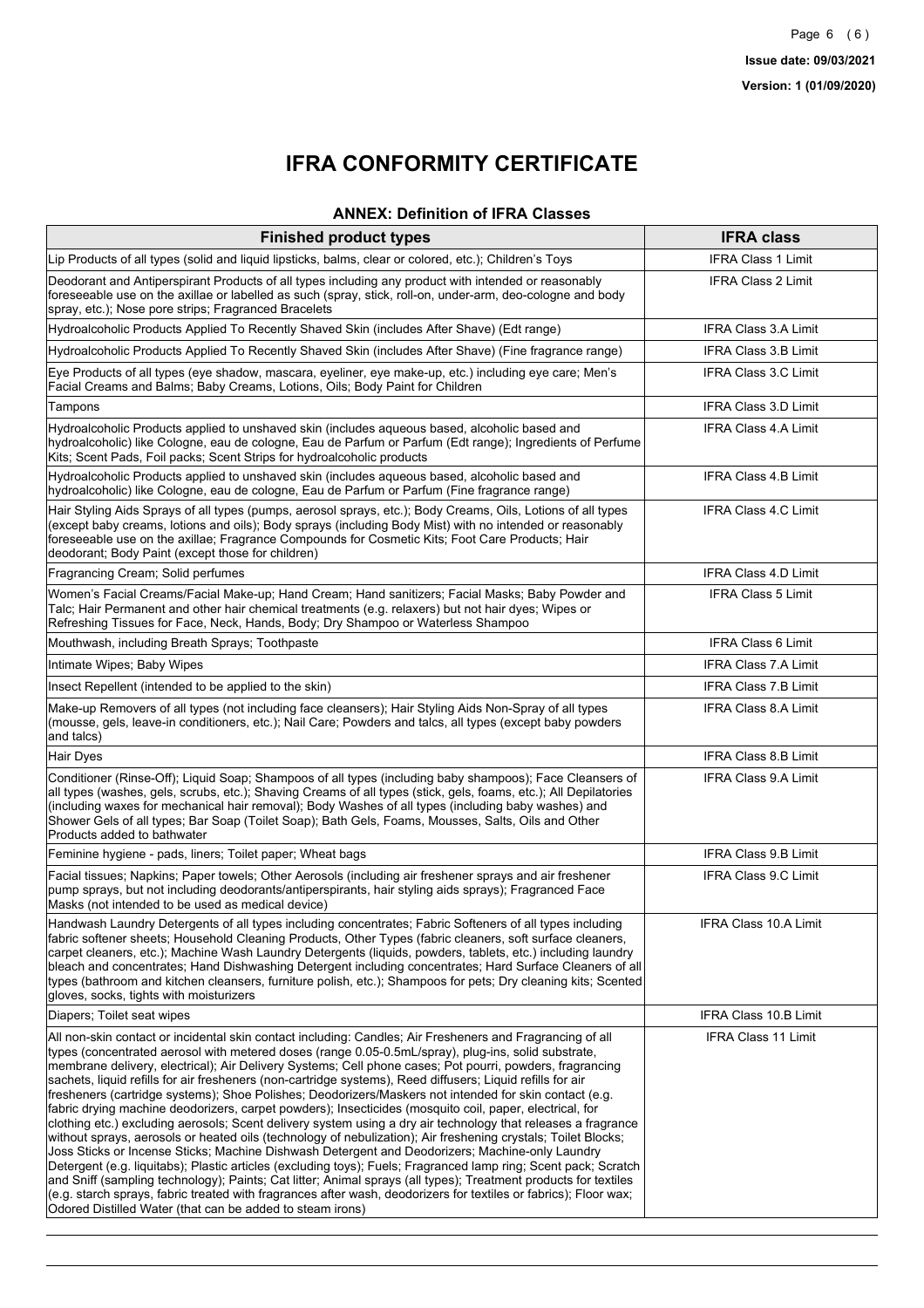Issue date: 09/03/2021

Version: 1 (01/09/2020)

# IFRA CONFORMITY CERTIFICATE

### ANNEX: Definition of IFRA Classes

| Finished product types | IFRA class |
| --- | --- |
| Lip Products of all types (solid and liquid lipsticks, balms, clear or colored, etc.); Children's Toys | IFRA Class 1 Limit |
| Deodorant and Antiperspirant Products of all types including any product with intended or reasonably foreseeable use on the axillae or labelled as such (spray, stick, roll-on, under-arm, deo-cologne and body spray, etc.); Nose pore strips; Fragranced Bracelets | IFRA Class 2 Limit |
| Hydroalcoholic Products Applied To Recently Shaved Skin (includes After Shave) (Edt range) | IFRA Class 3.A Limit |
| Hydroalcoholic Products Applied To Recently Shaved Skin (includes After Shave) (Fine fragrance range) | IFRA Class 3.B Limit |
| Eye Products of all types (eye shadow, mascara, eyeliner, eye make-up, etc.) including eye care; Men's Facial Creams and Balms; Baby Creams, Lotions, Oils; Body Paint for Children | IFRA Class 3.C Limit |
| Tampons | IFRA Class 3.D Limit |
| Hydroalcoholic Products applied to unshaved skin (includes aqueous based, alcoholic based and hydroalcoholic) like Cologne, eau de cologne, Eau de Parfum or Parfum (Edt range); Ingredients of Perfume Kits; Scent Pads, Foil packs; Scent Strips for hydroalcoholic products | IFRA Class 4.A Limit |
| Hydroalcoholic Products applied to unshaved skin (includes aqueous based, alcoholic based and hydroalcoholic) like Cologne, eau de cologne, Eau de Parfum or Parfum (Fine fragrance range) | IFRA Class 4.B Limit |
| Hair Styling Aids Sprays of all types (pumps, aerosol sprays, etc.); Body Creams, Oils, Lotions of all types (except baby creams, lotions and oils); Body sprays (including Body Mist) with no intended or reasonably foreseeable use on the axillae; Fragrance Compounds for Cosmetic Kits; Foot Care Products; Hair deodorant; Body Paint (except those for children) | IFRA Class 4.C Limit |
| Fragrancing Cream; Solid perfumes | IFRA Class 4.D Limit |
| Women's Facial Creams/Facial Make-up; Hand Cream; Hand sanitizers; Facial Masks; Baby Powder and Talc; Hair Permanent and other hair chemical treatments (e.g. relaxers) but not hair dyes; Wipes or Refreshing Tissues for Face, Neck, Hands, Body; Dry Shampoo or Waterless Shampoo | IFRA Class 5 Limit |
| Mouthwash, including Breath Sprays; Toothpaste | IFRA Class 6 Limit |
| Intimate Wipes; Baby Wipes | IFRA Class 7.A Limit |
| Insect Repellent (intended to be applied to the skin) | IFRA Class 7.B Limit |
| Make-up Removers of all types (not including face cleansers); Hair Styling Aids Non-Spray of all types (mousse, gels, leave-in conditioners, etc.); Nail Care; Powders and talcs, all types (except baby powders and talcs) | IFRA Class 8.A Limit |
| Hair Dyes | IFRA Class 8.B Limit |
| Conditioner (Rinse-Off); Liquid Soap; Shampoos of all types (including baby shampoos); Face Cleansers of all types (washes, gels, scrubs, etc.); Shaving Creams of all types (stick, gels, foams, etc.); All Depilatories (including waxes for mechanical hair removal); Body Washes of all types (including baby washes) and Shower Gels of all types; Bar Soap (Toilet Soap); Bath Gels, Foams, Mousses, Salts, Oils and Other Products added to bathwater | IFRA Class 9.A Limit |
| Feminine hygiene - pads, liners; Toilet paper; Wheat bags | IFRA Class 9.B Limit |
| Facial tissues; Napkins; Paper towels; Other Aerosols (including air freshener sprays and air freshener pump sprays, but not including deodorants/antiperspirants, hair styling aids sprays); Fragranced Face Masks (not intended to be used as medical device) | IFRA Class 9.C Limit |
| Handwash Laundry Detergents of all types including concentrates; Fabric Softeners of all types including fabric softener sheets; Household Cleaning Products, Other Types (fabric cleaners, soft surface cleaners, carpet cleaners, etc.); Machine Wash Laundry Detergents (liquids, powders, tablets, etc.) including laundry bleach and concentrates; Hand Dishwashing Detergent including concentrates; Hard Surface Cleaners of all types (bathroom and kitchen cleansers, furniture polish, etc.); Shampoos for pets; Dry cleaning kits; Scented gloves, socks, tights with moisturizers | IFRA Class 10.A Limit |
| Diapers; Toilet seat wipes | IFRA Class 10.B Limit |
| All non-skin contact or incidental skin contact including: Candles; Air Fresheners and Fragrancing of all types (concentrated aerosol with metered doses (range 0.05-0.5mL/spray), plug-ins, solid substrate, membrane delivery, electrical); Air Delivery Systems; Cell phone cases; Pot pourri, powders, fragrancing sachets, liquid refills for air fresheners (non-cartridge systems), Reed diffusers; Liquid refills for air fresheners (cartridge systems); Shoe Polishes; Deodorizers/Maskers not intended for skin contact (e.g. fabric drying machine deodorizers, carpet powders); Insecticides (mosquito coil, paper, electrical, for clothing etc.) excluding aerosols; Scent delivery system using a dry air technology that releases a fragrance without sprays, aerosols or heated oils (technology of nebulization); Air freshening crystals; Toilet Blocks; Joss Sticks or Incense Sticks; Machine Dishwash Detergent and Deodorizers; Machine-only Laundry Detergent (e.g. liquitabs); Plastic articles (excluding toys); Fuels; Fragranced lamp ring; Scent pack; Scratch and Sniff (sampling technology); Paints; Cat litter; Animal sprays (all types); Treatment products for textiles (e.g. starch sprays, fabric treated with fragrances after wash, deodorizers for textiles or fabrics); Floor wax; Odored Distilled Water (that can be added to steam irons) | IFRA Class 11 Limit |